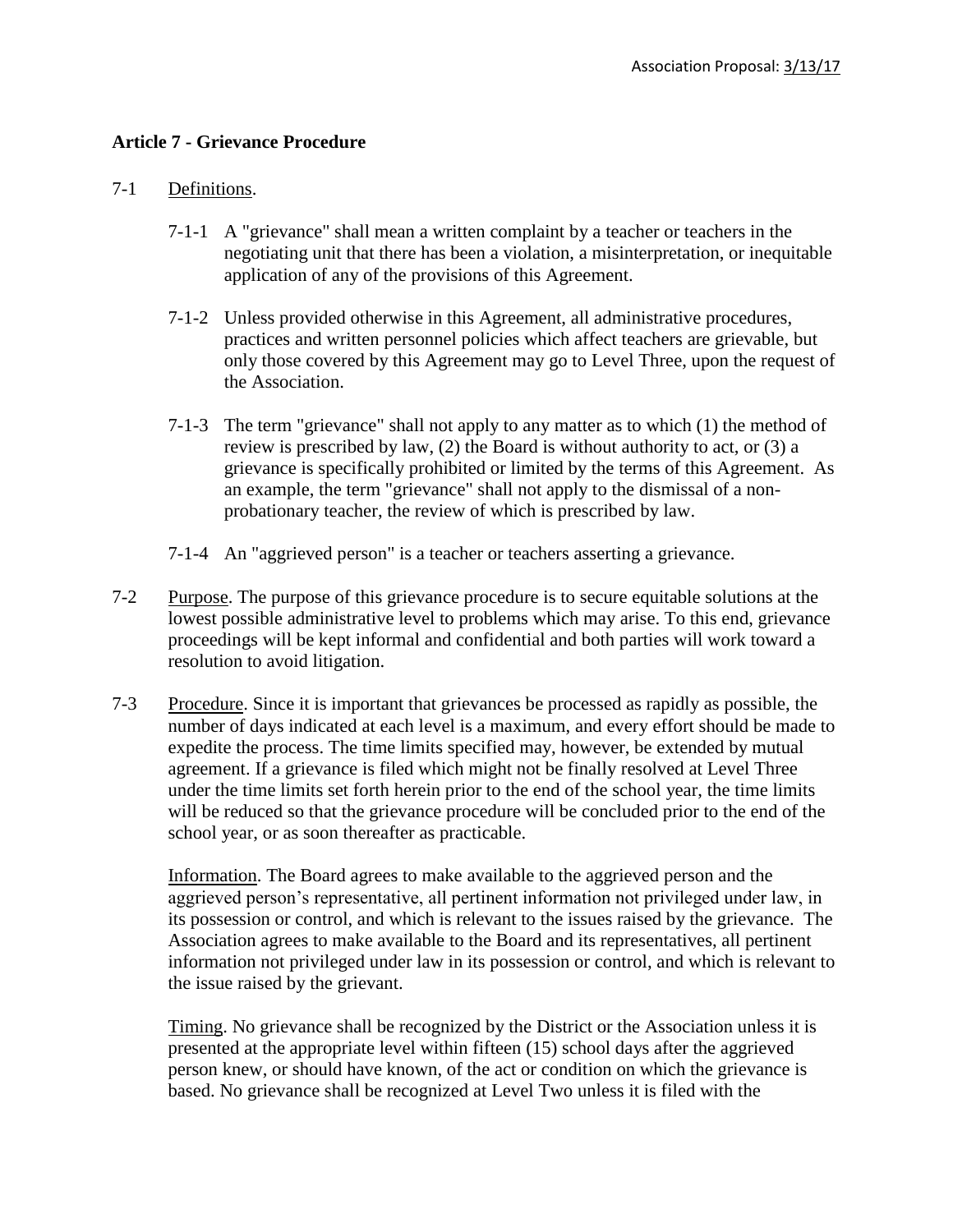Association Proposal: 3/13/17

## Article 7 - Grievance Procedure

7-1 Definitions.

7-1-1 A "grievance" shall mean a written complaint by a teacher or teachers in the negotiating unit that there has been a violation, a misinterpretation, or inequitable application of any of the provisions of this Agreement.

7-1-2 Unless provided otherwise in this Agreement, all administrative procedures, practices and written personnel policies which affect teachers are grievable, but only those covered by this Agreement may go to Level Three, upon the request of the Association.

7-1-3 The term "grievance" shall not apply to any matter as to which (1) the method of review is prescribed by law, (2) the Board is without authority to act, or (3) a grievance is specifically prohibited or limited by the terms of this Agreement. As an example, the term "grievance" shall not apply to the dismissal of a non-probationary teacher, the review of which is prescribed by law.

7-1-4 An "aggrieved person" is a teacher or teachers asserting a grievance.

7-2 Purpose. The purpose of this grievance procedure is to secure equitable solutions at the lowest possible administrative level to problems which may arise. To this end, grievance proceedings will be kept informal and confidential and both parties will work toward a resolution to avoid litigation.

7-3 Procedure. Since it is important that grievances be processed as rapidly as possible, the number of days indicated at each level is a maximum, and every effort should be made to expedite the process. The time limits specified may, however, be extended by mutual agreement. If a grievance is filed which might not be finally resolved at Level Three under the time limits set forth herein prior to the end of the school year, the time limits will be reduced so that the grievance procedure will be concluded prior to the end of the school year, or as soon thereafter as practicable.

Information. The Board agrees to make available to the aggrieved person and the aggrieved person's representative, all pertinent information not privileged under law, in its possession or control, and which is relevant to the issues raised by the grievance. The Association agrees to make available to the Board and its representatives, all pertinent information not privileged under law in its possession or control, and which is relevant to the issue raised by the grievant.

Timing. No grievance shall be recognized by the District or the Association unless it is presented at the appropriate level within fifteen (15) school days after the aggrieved person knew, or should have known, of the act or condition on which the grievance is based. No grievance shall be recognized at Level Two unless it is filed with the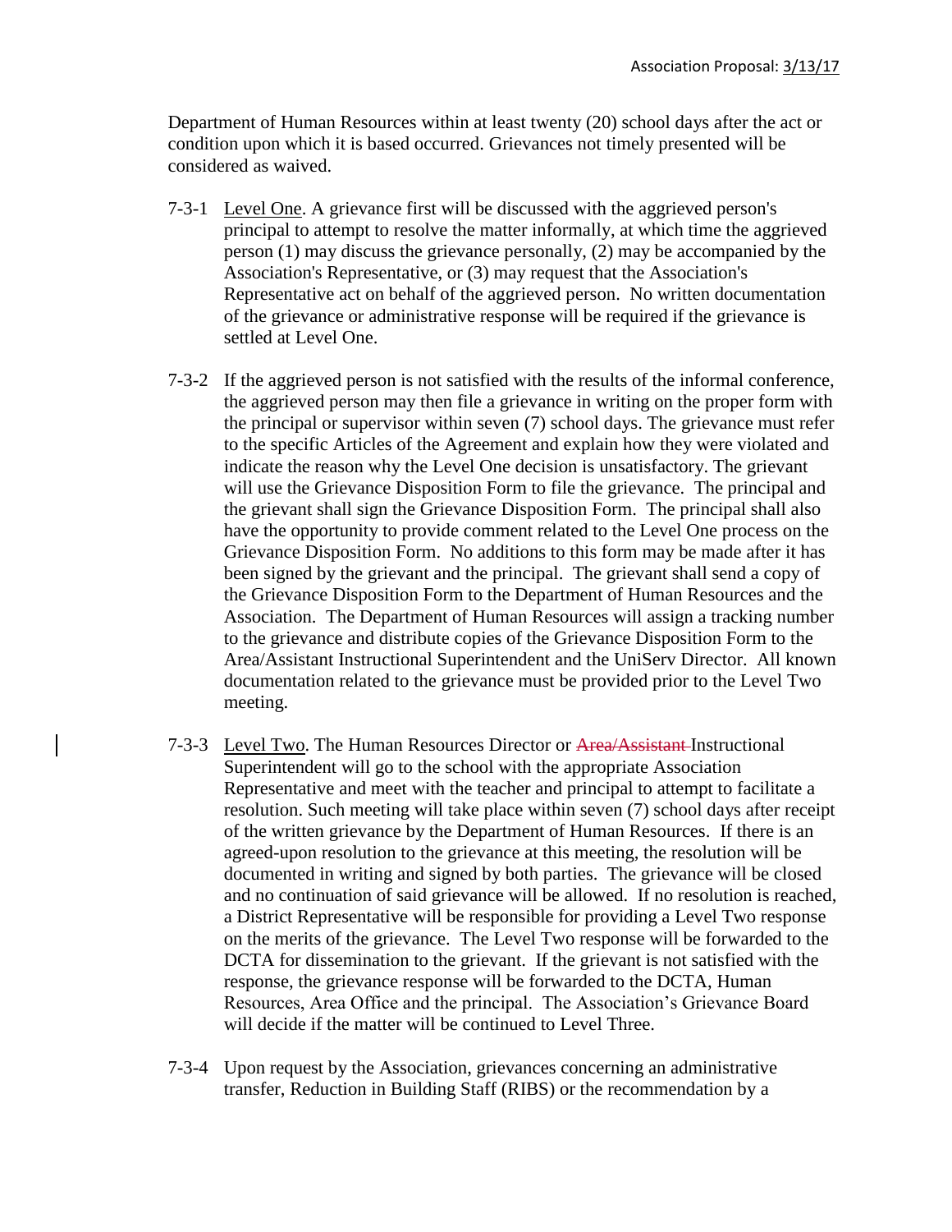Department of Human Resources within at least twenty (20) school days after the act or condition upon which it is based occurred. Grievances not timely presented will be considered as waived.

7-3-1 Level One. A grievance first will be discussed with the aggrieved person's principal to attempt to resolve the matter informally, at which time the aggrieved person (1) may discuss the grievance personally, (2) may be accompanied by the Association's Representative, or (3) may request that the Association's Representative act on behalf of the aggrieved person. No written documentation of the grievance or administrative response will be required if the grievance is settled at Level One.

7-3-2 If the aggrieved person is not satisfied with the results of the informal conference, the aggrieved person may then file a grievance in writing on the proper form with the principal or supervisor within seven (7) school days. The grievance must refer to the specific Articles of the Agreement and explain how they were violated and indicate the reason why the Level One decision is unsatisfactory. The grievant will use the Grievance Disposition Form to file the grievance. The principal and the grievant shall sign the Grievance Disposition Form. The principal shall also have the opportunity to provide comment related to the Level One process on the Grievance Disposition Form. No additions to this form may be made after it has been signed by the grievant and the principal. The grievant shall send a copy of the Grievance Disposition Form to the Department of Human Resources and the Association. The Department of Human Resources will assign a tracking number to the grievance and distribute copies of the Grievance Disposition Form to the Area/Assistant Instructional Superintendent and the UniServ Director. All known documentation related to the grievance must be provided prior to the Level Two meeting.

7-3-3 Level Two. The Human Resources Director or ~~Area/Assistant~~ Instructional Superintendent will go to the school with the appropriate Association Representative and meet with the teacher and principal to attempt to facilitate a resolution. Such meeting will take place within seven (7) school days after receipt of the written grievance by the Department of Human Resources. If there is an agreed-upon resolution to the grievance at this meeting, the resolution will be documented in writing and signed by both parties. The grievance will be closed and no continuation of said grievance will be allowed. If no resolution is reached, a District Representative will be responsible for providing a Level Two response on the merits of the grievance. The Level Two response will be forwarded to the DCTA for dissemination to the grievant. If the grievant is not satisfied with the response, the grievance response will be forwarded to the DCTA, Human Resources, Area Office and the principal. The Association's Grievance Board will decide if the matter will be continued to Level Three.

7-3-4 Upon request by the Association, grievances concerning an administrative transfer, Reduction in Building Staff (RIBS) or the recommendation by a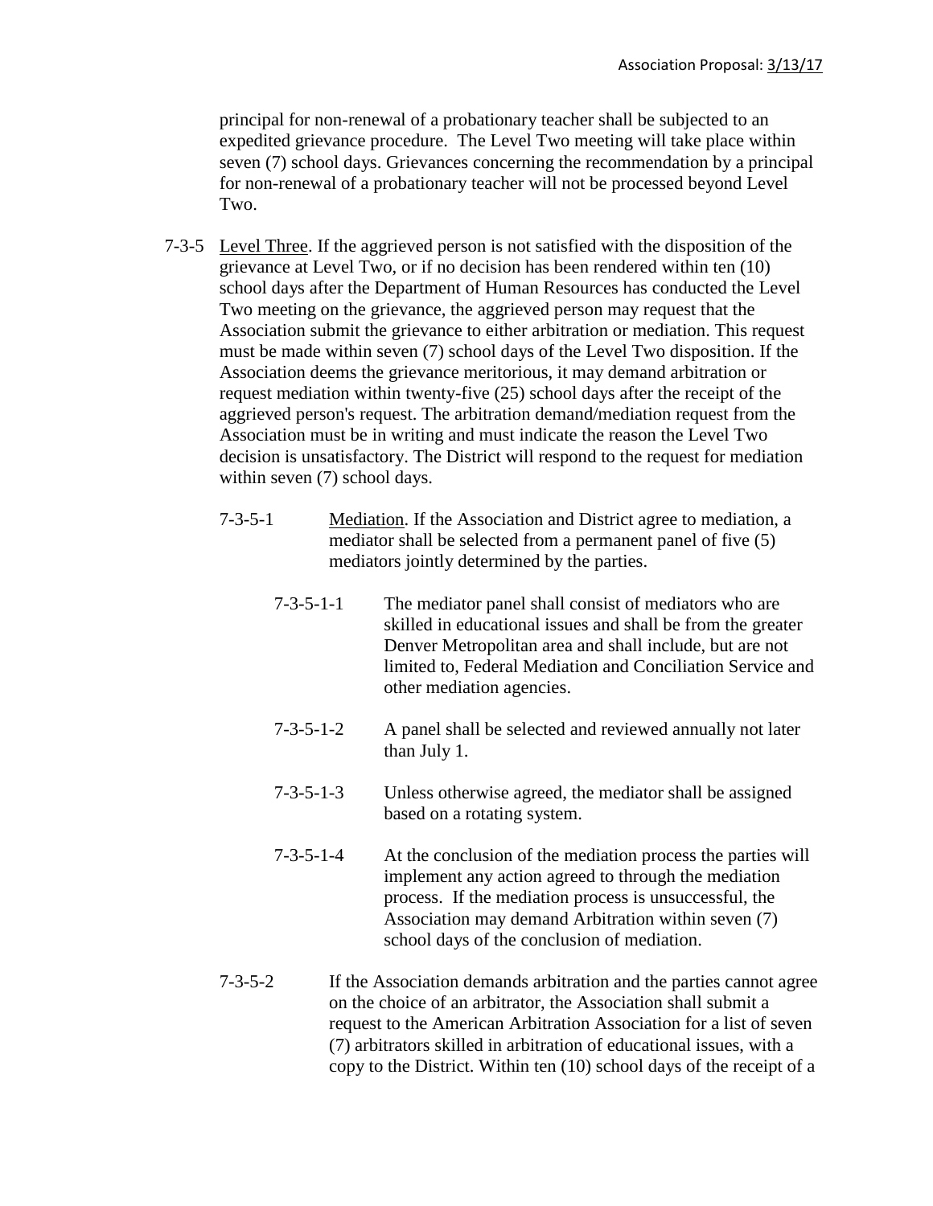principal for non-renewal of a probationary teacher shall be subjected to an expedited grievance procedure. The Level Two meeting will take place within seven (7) school days. Grievances concerning the recommendation by a principal for non-renewal of a probationary teacher will not be processed beyond Level Two.

7-3-5 Level Three. If the aggrieved person is not satisfied with the disposition of the grievance at Level Two, or if no decision has been rendered within ten (10) school days after the Department of Human Resources has conducted the Level Two meeting on the grievance, the aggrieved person may request that the Association submit the grievance to either arbitration or mediation. This request must be made within seven (7) school days of the Level Two disposition. If the Association deems the grievance meritorious, it may demand arbitration or request mediation within twenty-five (25) school days after the receipt of the aggrieved person's request. The arbitration demand/mediation request from the Association must be in writing and must indicate the reason the Level Two decision is unsatisfactory. The District will respond to the request for mediation within seven (7) school days.

7-3-5-1 Mediation. If the Association and District agree to mediation, a mediator shall be selected from a permanent panel of five (5) mediators jointly determined by the parties.

7-3-5-1-1 The mediator panel shall consist of mediators who are skilled in educational issues and shall be from the greater Denver Metropolitan area and shall include, but are not limited to, Federal Mediation and Conciliation Service and other mediation agencies.

7-3-5-1-2 A panel shall be selected and reviewed annually not later than July 1.

7-3-5-1-3 Unless otherwise agreed, the mediator shall be assigned based on a rotating system.

7-3-5-1-4 At the conclusion of the mediation process the parties will implement any action agreed to through the mediation process. If the mediation process is unsuccessful, the Association may demand Arbitration within seven (7) school days of the conclusion of mediation.

7-3-5-2 If the Association demands arbitration and the parties cannot agree on the choice of an arbitrator, the Association shall submit a request to the American Arbitration Association for a list of seven (7) arbitrators skilled in arbitration of educational issues, with a copy to the District. Within ten (10) school days of the receipt of a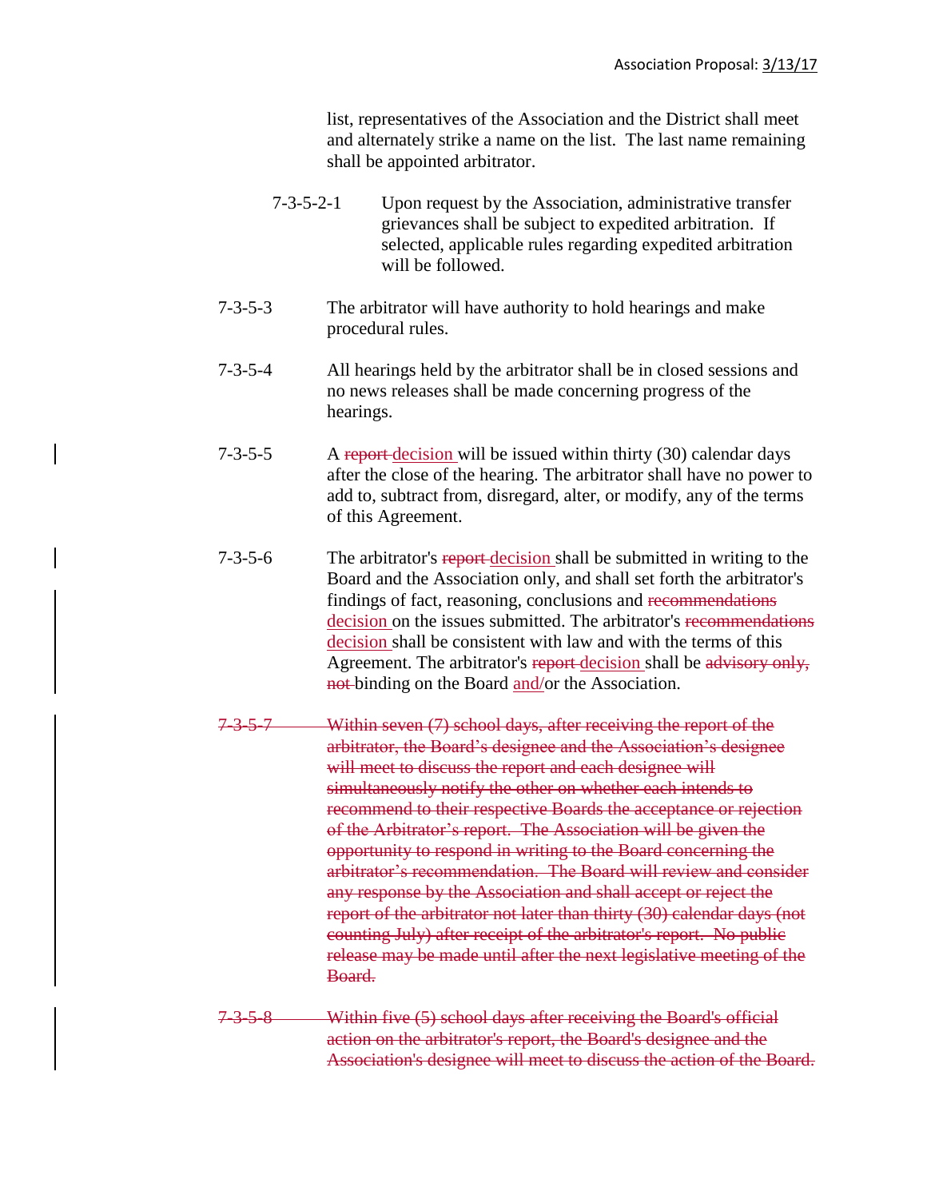list, representatives of the Association and the District shall meet and alternately strike a name on the list. The last name remaining shall be appointed arbitrator.

7-3-5-2-1 Upon request by the Association, administrative transfer grievances shall be subject to expedited arbitration. If selected, applicable rules regarding expedited arbitration will be followed.

7-3-5-3 The arbitrator will have authority to hold hearings and make procedural rules.

7-3-5-4 All hearings held by the arbitrator shall be in closed sessions and no news releases shall be made concerning progress of the hearings.

7-3-5-5 A ~~report~~ <u>decision</u> will be issued within thirty (30) calendar days after the close of the hearing. The arbitrator shall have no power to add to, subtract from, disregard, alter, or modify, any of the terms of this Agreement.

7-3-5-6 The arbitrator's ~~report~~ <u>decision</u> shall be submitted in writing to the Board and the Association only, and shall set forth the arbitrator's findings of fact, reasoning, conclusions and ~~recommendations~~ <u>decision</u> on the issues submitted. The arbitrator's ~~recommendations~~ <u>decision</u> shall be consistent with law and with the terms of this Agreement. The arbitrator's ~~report~~ <u>decision</u> shall be ~~advisory only, not~~ binding on the Board <u>and/</u>or the Association.

~~7-3-5-7 Within seven (7) school days, after receiving the report of the arbitrator, the Board's designee and the Association's designee will meet to discuss the report and each designee will simultaneously notify the other on whether each intends to recommend to their respective Boards the acceptance or rejection of the Arbitrator's report. The Association will be given the opportunity to respond in writing to the Board concerning the arbitrator's recommendation. The Board will review and consider any response by the Association and shall accept or reject the report of the arbitrator not later than thirty (30) calendar days (not counting July) after receipt of the arbitrator's report. No public release may be made until after the next legislative meeting of the Board.~~

~~7-3-5-8 Within five (5) school days after receiving the Board's official action on the arbitrator's report, the Board's designee and the Association's designee will meet to discuss the action of the Board.~~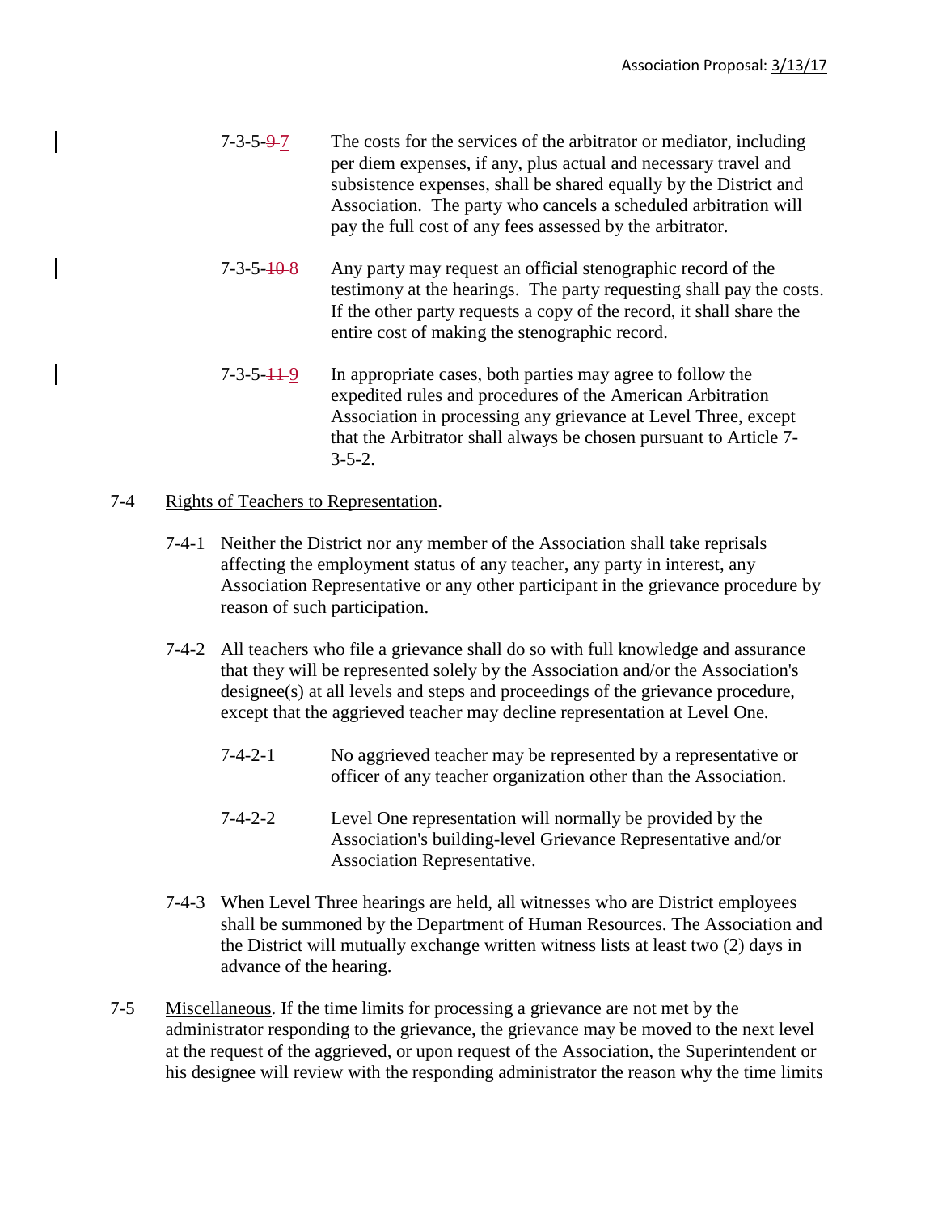7-3-5-~~9~~ 7 The costs for the services of the arbitrator or mediator, including per diem expenses, if any, plus actual and necessary travel and subsistence expenses, shall be shared equally by the District and Association. The party who cancels a scheduled arbitration will pay the full cost of any fees assessed by the arbitrator.

7-3-5-~~10~~ 8 Any party may request an official stenographic record of the testimony at the hearings. The party requesting shall pay the costs. If the other party requests a copy of the record, it shall share the entire cost of making the stenographic record.

7-3-5-~~11~~ 9 In appropriate cases, both parties may agree to follow the expedited rules and procedures of the American Arbitration Association in processing any grievance at Level Three, except that the Arbitrator shall always be chosen pursuant to Article 7-3-5-2.

7-4 Rights of Teachers to Representation.

7-4-1 Neither the District nor any member of the Association shall take reprisals affecting the employment status of any teacher, any party in interest, any Association Representative or any other participant in the grievance procedure by reason of such participation.

7-4-2 All teachers who file a grievance shall do so with full knowledge and assurance that they will be represented solely by the Association and/or the Association's designee(s) at all levels and steps and proceedings of the grievance procedure, except that the aggrieved teacher may decline representation at Level One.

7-4-2-1 No aggrieved teacher may be represented by a representative or officer of any teacher organization other than the Association.

7-4-2-2 Level One representation will normally be provided by the Association's building-level Grievance Representative and/or Association Representative.

7-4-3 When Level Three hearings are held, all witnesses who are District employees shall be summoned by the Department of Human Resources. The Association and the District will mutually exchange written witness lists at least two (2) days in advance of the hearing.

7-5 Miscellaneous. If the time limits for processing a grievance are not met by the administrator responding to the grievance, the grievance may be moved to the next level at the request of the aggrieved, or upon request of the Association, the Superintendent or his designee will review with the responding administrator the reason why the time limits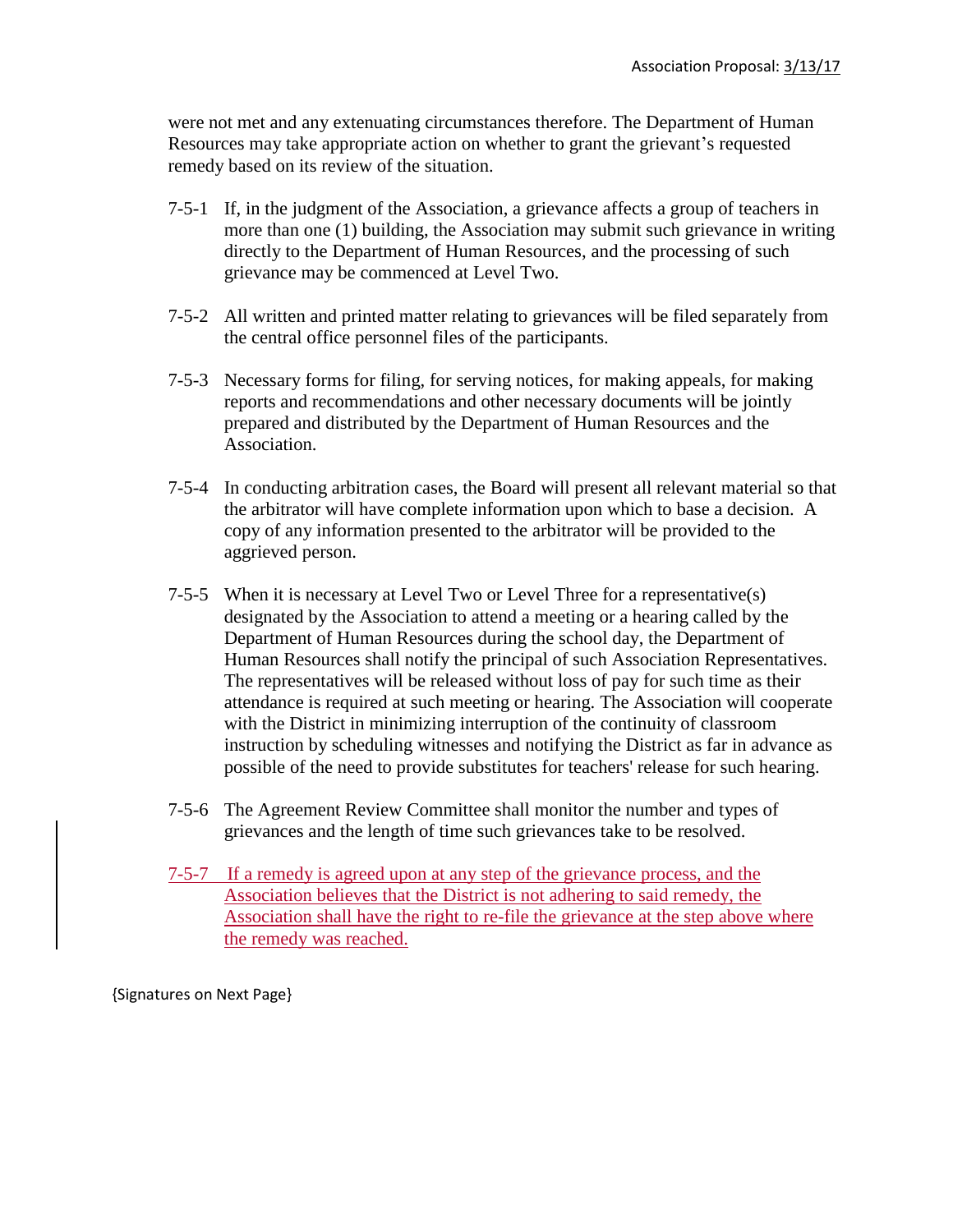were not met and any extenuating circumstances therefore. The Department of Human Resources may take appropriate action on whether to grant the grievant's requested remedy based on its review of the situation.

7-5-1 If, in the judgment of the Association, a grievance affects a group of teachers in more than one (1) building, the Association may submit such grievance in writing directly to the Department of Human Resources, and the processing of such grievance may be commenced at Level Two.

7-5-2 All written and printed matter relating to grievances will be filed separately from the central office personnel files of the participants.

7-5-3 Necessary forms for filing, for serving notices, for making appeals, for making reports and recommendations and other necessary documents will be jointly prepared and distributed by the Department of Human Resources and the Association.

7-5-4 In conducting arbitration cases, the Board will present all relevant material so that the arbitrator will have complete information upon which to base a decision. A copy of any information presented to the arbitrator will be provided to the aggrieved person.

7-5-5 When it is necessary at Level Two or Level Three for a representative(s) designated by the Association to attend a meeting or a hearing called by the Department of Human Resources during the school day, the Department of Human Resources shall notify the principal of such Association Representatives. The representatives will be released without loss of pay for such time as their attendance is required at such meeting or hearing. The Association will cooperate with the District in minimizing interruption of the continuity of classroom instruction by scheduling witnesses and notifying the District as far in advance as possible of the need to provide substitutes for teachers' release for such hearing.

7-5-6 The Agreement Review Committee shall monitor the number and types of grievances and the length of time such grievances take to be resolved.

<u>7-5-7 If a remedy is agreed upon at any step of the grievance process, and the Association believes that the District is not adhering to said remedy, the Association shall have the right to re-file the grievance at the step above where the remedy was reached.</u>

{Signatures on Next Page}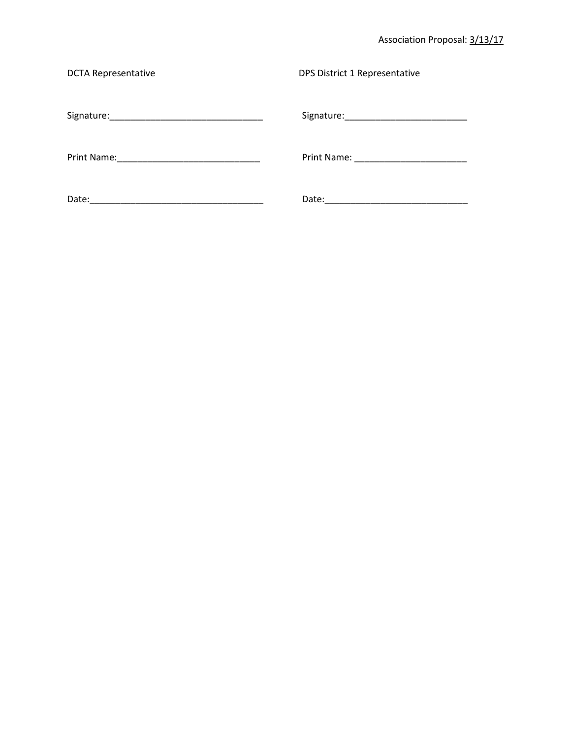| DCTA Representative | DPS District 1 Representative |
| --- | --- |
| Signature:______________________________ | Signature:________________________ |
| Print Name:____________________________ | Print Name: ______________________ |
| Date:__________________________________ | Date:____________________________ |